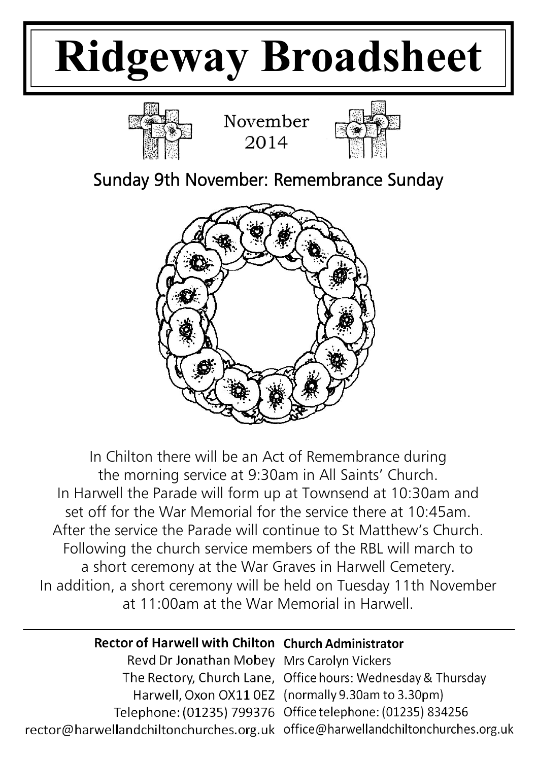# Ridgeway Broadsheet

November
2014

## Sunday 9th November: Remembrance Sunday

In Chilton there will be an Act of Remembrance during the morning service at 9:30am in All Saints' Church.
In Harwell the Parade will form up at Townsend at 10:30am and set off for the War Memorial for the service there at 10:45am.
After the service the Parade will continue to St Matthew's Church.
Following the church service members of the RBL will march to a short ceremony at the War Graves in Harwell Cemetery.
In addition, a short ceremony will be held on Tuesday 11th November at 11:00am at the War Memorial in Harwell.

---

**Rector of Harwell with Chilton**
Revd Dr Jonathan Mobey
The Rectory, Church Lane,
Harwell, Oxon OX11 0EZ
Telephone: (01235) 799376
rector@harwellandchiltonchurches.org.uk

**Church Administrator**
Mrs Carolyn Vickers
Office hours: Wednesday & Thursday
(normally 9.30am to 3.30pm)
Office telephone: (01235) 834256
office@harwellandchiltonchurches.org.uk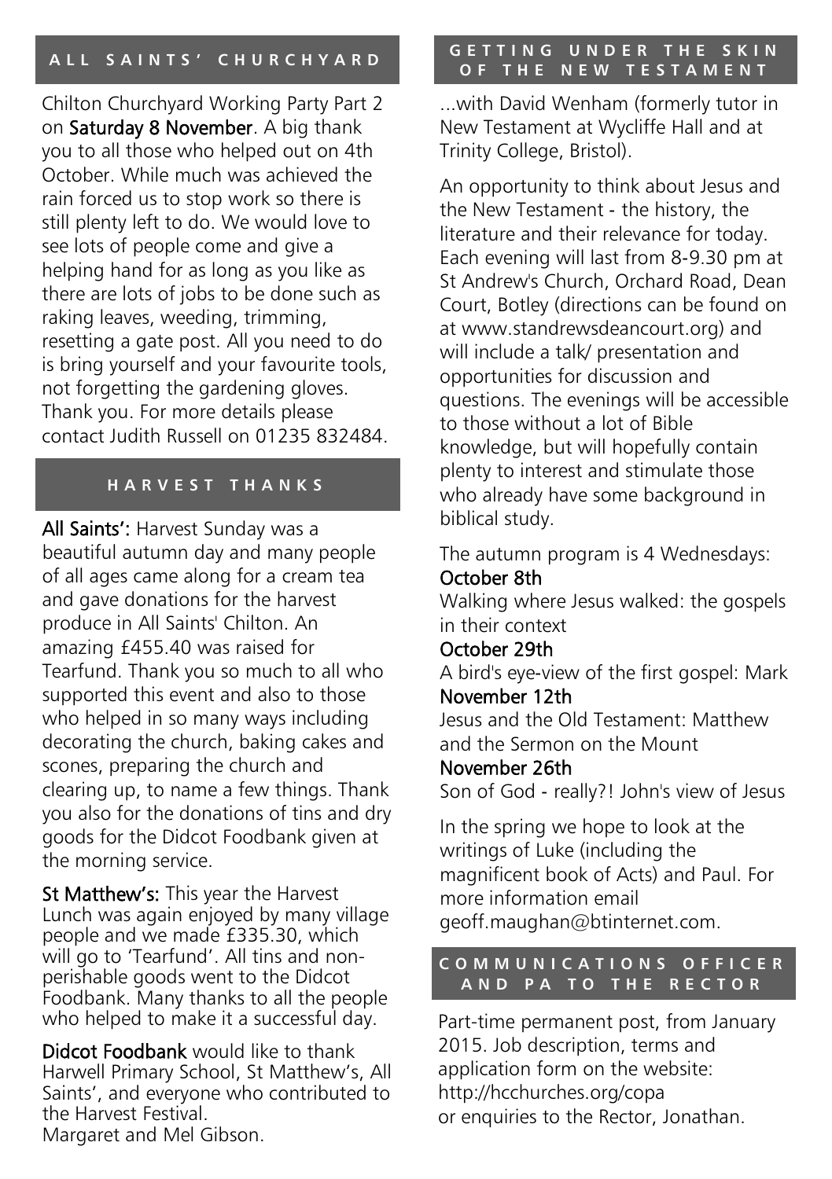## ALL SAINTS' CHURCHYARD

Chilton Churchyard Working Party Part 2 on **Saturday 8 November**. A big thank you to all those who helped out on 4th October. While much was achieved the rain forced us to stop work so there is still plenty left to do. We would love to see lots of people come and give a helping hand for as long as you like as there are lots of jobs to be done such as raking leaves, weeding, trimming, resetting a gate post. All you need to do is bring yourself and your favourite tools, not forgetting the gardening gloves. Thank you. For more details please contact Judith Russell on 01235 832484.

## HARVEST THANKS

**All Saints':** Harvest Sunday was a beautiful autumn day and many people of all ages came along for a cream tea and gave donations for the harvest produce in All Saints' Chilton. An amazing £455.40 was raised for Tearfund. Thank you so much to all who supported this event and also to those who helped in so many ways including decorating the church, baking cakes and scones, preparing the church and clearing up, to name a few things. Thank you also for the donations of tins and dry goods for the Didcot Foodbank given at the morning service.

**St Matthew's:** This year the Harvest Lunch was again enjoyed by many village people and we made £335.30, which will go to 'Tearfund'. All tins and non-perishable goods went to the Didcot Foodbank. Many thanks to all the people who helped to make it a successful day.

**Didcot Foodbank** would like to thank Harwell Primary School, St Matthew's, All Saints', and everyone who contributed to the Harvest Festival.
Margaret and Mel Gibson.

## GETTING UNDER THE SKIN OF THE NEW TESTAMENT

...with David Wenham (formerly tutor in New Testament at Wycliffe Hall and at Trinity College, Bristol).

An opportunity to think about Jesus and the New Testament - the history, the literature and their relevance for today. Each evening will last from 8-9.30 pm at St Andrew's Church, Orchard Road, Dean Court, Botley (directions can be found on at www.standrewsdeancourt.org) and will include a talk/ presentation and opportunities for discussion and questions. The evenings will be accessible to those without a lot of Bible knowledge, but will hopefully contain plenty to interest and stimulate those who already have some background in biblical study.

The autumn program is 4 Wednesdays:

**October 8th**
Walking where Jesus walked: the gospels in their context

**October 29th**
A bird's eye-view of the first gospel: Mark

**November 12th**
Jesus and the Old Testament: Matthew and the Sermon on the Mount

**November 26th**
Son of God - really?! John's view of Jesus

In the spring we hope to look at the writings of Luke (including the magnificent book of Acts) and Paul. For more information email geoff.maughan@btinternet.com.

## COMMUNICATIONS OFFICER AND PA TO THE RECTOR

Part-time permanent post, from January 2015. Job description, terms and application form on the website: http://hcchurches.org/copa
or enquiries to the Rector, Jonathan.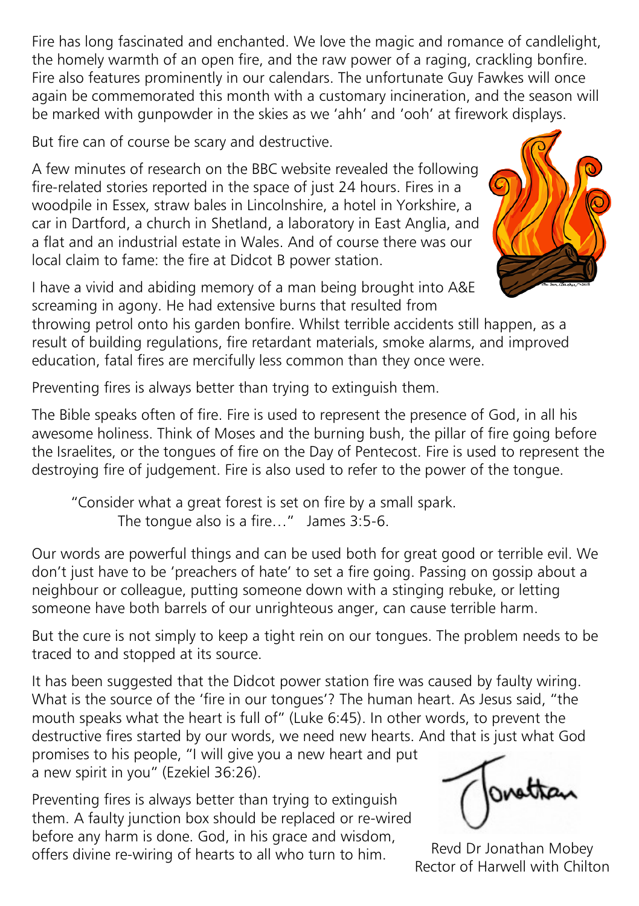Fire has long fascinated and enchanted. We love the magic and romance of candlelight, the homely warmth of an open fire, and the raw power of a raging, crackling bonfire. Fire also features prominently in our calendars. The unfortunate Guy Fawkes will once again be commemorated this month with a customary incineration, and the season will be marked with gunpowder in the skies as we 'ahh' and 'ooh' at firework displays.

But fire can of course be scary and destructive.

A few minutes of research on the BBC website revealed the following fire-related stories reported in the space of just 24 hours. Fires in a woodpile in Essex, straw bales in Lincolnshire, a hotel in Yorkshire, a car in Dartford, a church in Shetland, a laboratory in East Anglia, and a flat and an industrial estate in Wales. And of course there was our local claim to fame: the fire at Didcot B power station.

I have a vivid and abiding memory of a man being brought into A&E screaming in agony. He had extensive burns that resulted from throwing petrol onto his garden bonfire. Whilst terrible accidents still happen, as a result of building regulations, fire retardant materials, smoke alarms, and improved education, fatal fires are mercifully less common than they once were.

Preventing fires is always better than trying to extinguish them.

The Bible speaks often of fire. Fire is used to represent the presence of God, in all his awesome holiness. Think of Moses and the burning bush, the pillar of fire going before the Israelites, or the tongues of fire on the Day of Pentecost. Fire is used to represent the destroying fire of judgement. Fire is also used to refer to the power of the tongue.

> "Consider what a great forest is set on fire by a small spark.
> The tongue also is a fire…" James 3:5-6.

Our words are powerful things and can be used both for great good or terrible evil. We don't just have to be 'preachers of hate' to set a fire going. Passing on gossip about a neighbour or colleague, putting someone down with a stinging rebuke, or letting someone have both barrels of our unrighteous anger, can cause terrible harm.

But the cure is not simply to keep a tight rein on our tongues. The problem needs to be traced to and stopped at its source.

It has been suggested that the Didcot power station fire was caused by faulty wiring. What is the source of the 'fire in our tongues'? The human heart. As Jesus said, "the mouth speaks what the heart is full of" (Luke 6:45). In other words, to prevent the destructive fires started by our words, we need new hearts. And that is just what God promises to his people, "I will give you a new heart and put a new spirit in you" (Ezekiel 36:26).

Preventing fires is always better than trying to extinguish them. A faulty junction box should be replaced or re-wired before any harm is done. God, in his grace and wisdom, offers divine re-wiring of hearts to all who turn to him.

Jonathan

Revd Dr Jonathan Mobey
Rector of Harwell with Chilton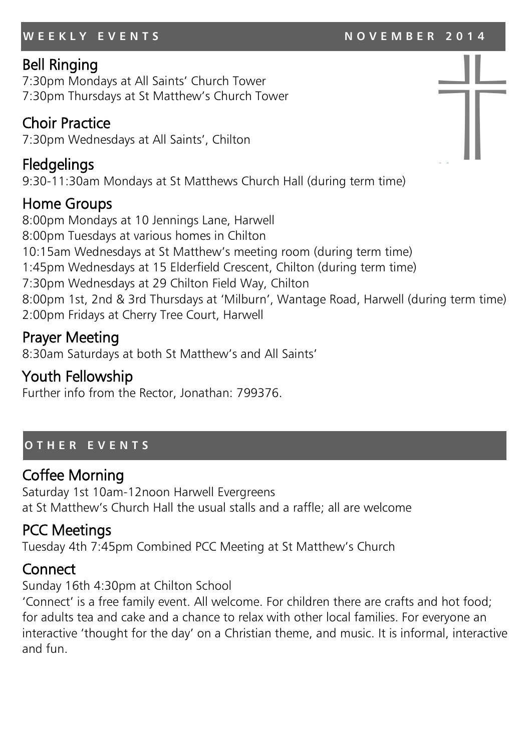## WEEKLY EVENTS NOVEMBER 2014

### Bell Ringing

7:30pm Mondays at All Saints' Church Tower
7:30pm Thursdays at St Matthew's Church Tower

### Choir Practice

7:30pm Wednesdays at All Saints', Chilton

### Fledgelings

9:30-11:30am Mondays at St Matthews Church Hall (during term time)

### Home Groups

8:00pm Mondays at 10 Jennings Lane, Harwell
8:00pm Tuesdays at various homes in Chilton
10:15am Wednesdays at St Matthew's meeting room (during term time)
1:45pm Wednesdays at 15 Elderfield Crescent, Chilton (during term time)
7:30pm Wednesdays at 29 Chilton Field Way, Chilton
8:00pm 1st, 2nd & 3rd Thursdays at 'Milburn', Wantage Road, Harwell (during term time)
2:00pm Fridays at Cherry Tree Court, Harwell

### Prayer Meeting

8:30am Saturdays at both St Matthew's and All Saints'

### Youth Fellowship

Further info from the Rector, Jonathan: 799376.

## OTHER EVENTS

### Coffee Morning

Saturday 1st 10am-12noon Harwell Evergreens
at St Matthew's Church Hall the usual stalls and a raffle; all are welcome

### PCC Meetings

Tuesday 4th 7:45pm Combined PCC Meeting at St Matthew's Church

### Connect

Sunday 16th 4:30pm at Chilton School
'Connect' is a free family event. All welcome. For children there are crafts and hot food; for adults tea and cake and a chance to relax with other local families. For everyone an interactive 'thought for the day' on a Christian theme, and music. It is informal, interactive and fun.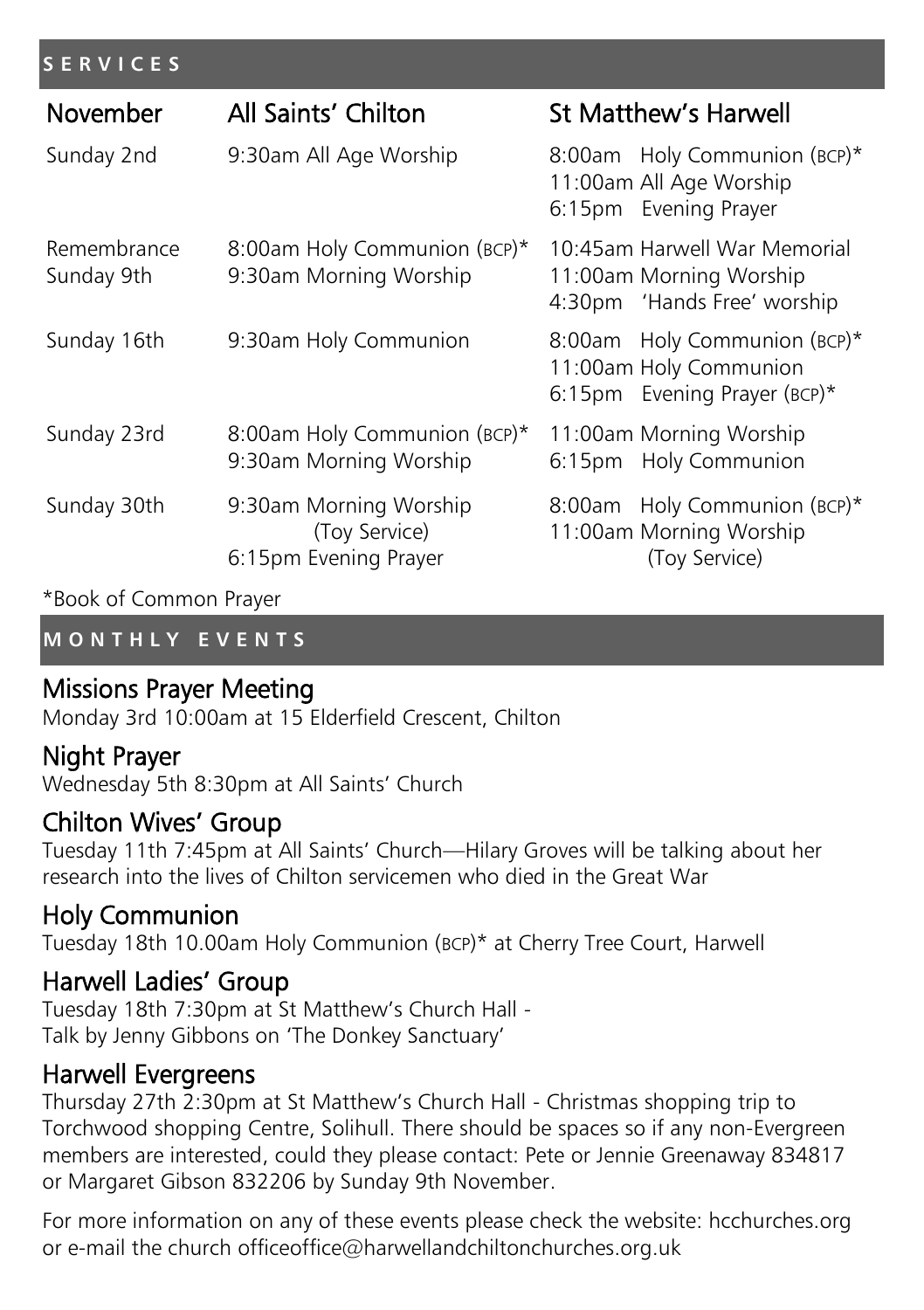## SERVICES

| November | All Saints' Chilton | St Matthew's Harwell |
|---|---|---|
| Sunday 2nd | 9:30am All Age Worship | 8:00am Holy Communion (BCP)*<br>11:00am All Age Worship<br>6:15pm Evening Prayer |
| Remembrance Sunday 9th | 8:00am Holy Communion (BCP)*<br>9:30am Morning Worship | 10:45am Harwell War Memorial<br>11:00am Morning Worship<br>4:30pm 'Hands Free' worship |
| Sunday 16th | 9:30am Holy Communion | 8:00am Holy Communion (BCP)*<br>11:00am Holy Communion<br>6:15pm Evening Prayer (BCP)* |
| Sunday 23rd | 8:00am Holy Communion (BCP)*<br>9:30am Morning Worship | 11:00am Morning Worship<br>6:15pm Holy Communion |
| Sunday 30th | 9:30am Morning Worship (Toy Service)<br>6:15pm Evening Prayer | 8:00am Holy Communion (BCP)*<br>11:00am Morning Worship (Toy Service) |

*Book of Common Prayer

## MONTHLY EVENTS

### Missions Prayer Meeting

Monday 3rd 10:00am at 15 Elderfield Crescent, Chilton

### Night Prayer

Wednesday 5th 8:30pm at All Saints' Church

### Chilton Wives' Group

Tuesday 11th 7:45pm at All Saints' Church—Hilary Groves will be talking about her research into the lives of Chilton servicemen who died in the Great War

### Holy Communion

Tuesday 18th 10.00am Holy Communion (BCP)* at Cherry Tree Court, Harwell

### Harwell Ladies' Group

Tuesday 18th 7:30pm at St Matthew's Church Hall -
Talk by Jenny Gibbons on 'The Donkey Sanctuary'

### Harwell Evergreens

Thursday 27th 2:30pm at St Matthew's Church Hall - Christmas shopping trip to Torchwood shopping Centre, Solihull. There should be spaces so if any non-Evergreen members are interested, could they please contact: Pete or Jennie Greenaway 834817 or Margaret Gibson 832206 by Sunday 9th November.

For more information on any of these events please check the website: hcchurches.org or e-mail the church officeoffice@harwellandchiltonchurches.org.uk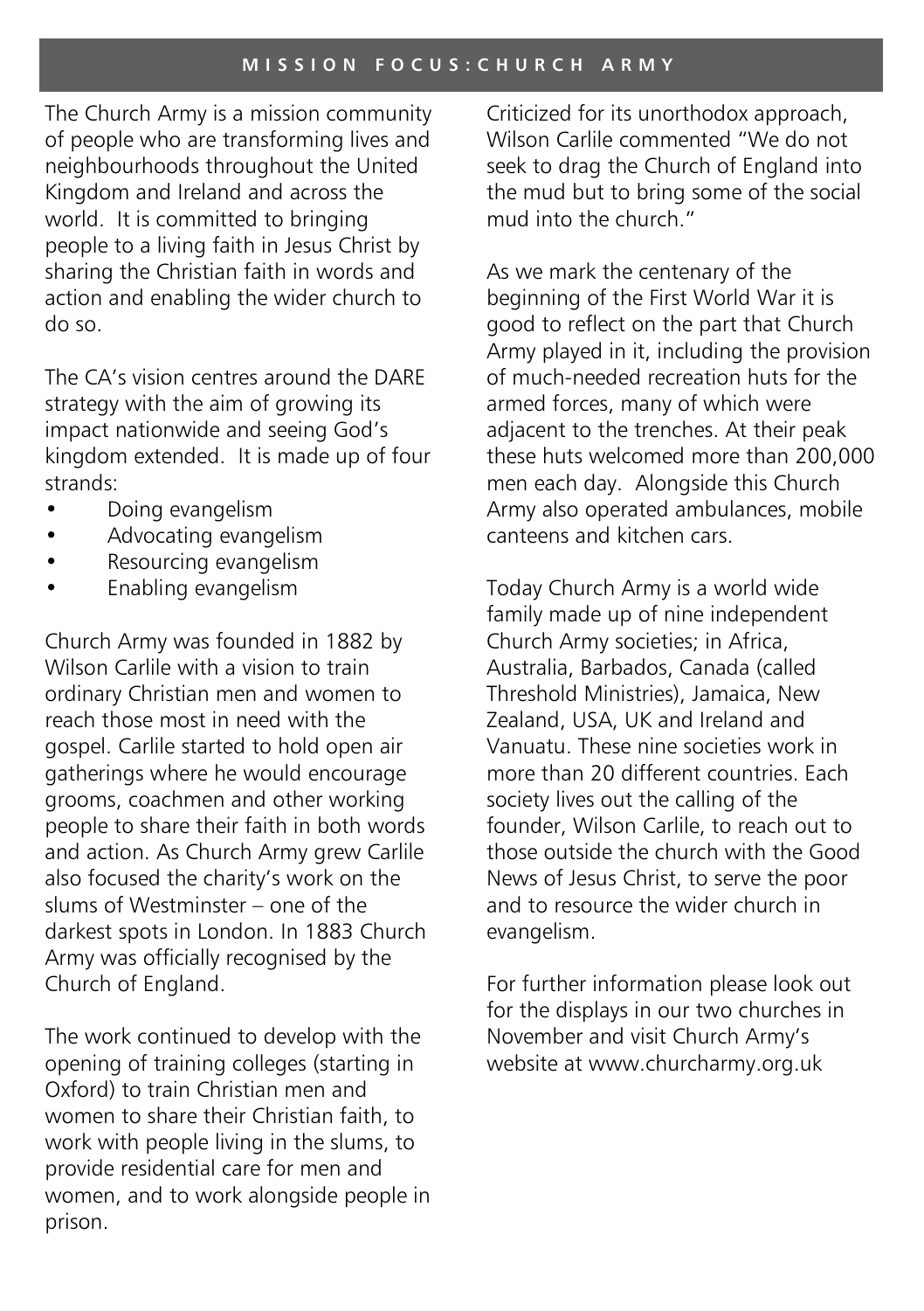## MISSION FOCUS: CHURCH ARMY

The Church Army is a mission community of people who are transforming lives and neighbourhoods throughout the United Kingdom and Ireland and across the world. It is committed to bringing people to a living faith in Jesus Christ by sharing the Christian faith in words and action and enabling the wider church to do so.

The CA's vision centres around the DARE strategy with the aim of growing its impact nationwide and seeing God's kingdom extended. It is made up of four strands:

- Doing evangelism
- Advocating evangelism
- Resourcing evangelism
- Enabling evangelism

Church Army was founded in 1882 by Wilson Carlile with a vision to train ordinary Christian men and women to reach those most in need with the gospel. Carlile started to hold open air gatherings where he would encourage grooms, coachmen and other working people to share their faith in both words and action. As Church Army grew Carlile also focused the charity's work on the slums of Westminster – one of the darkest spots in London. In 1883 Church Army was officially recognised by the Church of England.

The work continued to develop with the opening of training colleges (starting in Oxford) to train Christian men and women to share their Christian faith, to work with people living in the slums, to provide residential care for men and women, and to work alongside people in prison.

Criticized for its unorthodox approach, Wilson Carlile commented "We do not seek to drag the Church of England into the mud but to bring some of the social mud into the church."

As we mark the centenary of the beginning of the First World War it is good to reflect on the part that Church Army played in it, including the provision of much-needed recreation huts for the armed forces, many of which were adjacent to the trenches. At their peak these huts welcomed more than 200,000 men each day. Alongside this Church Army also operated ambulances, mobile canteens and kitchen cars.

Today Church Army is a world wide family made up of nine independent Church Army societies; in Africa, Australia, Barbados, Canada (called Threshold Ministries), Jamaica, New Zealand, USA, UK and Ireland and Vanuatu. These nine societies work in more than 20 different countries. Each society lives out the calling of the founder, Wilson Carlile, to reach out to those outside the church with the Good News of Jesus Christ, to serve the poor and to resource the wider church in evangelism.

For further information please look out for the displays in our two churches in November and visit Church Army's website at www.churcharmy.org.uk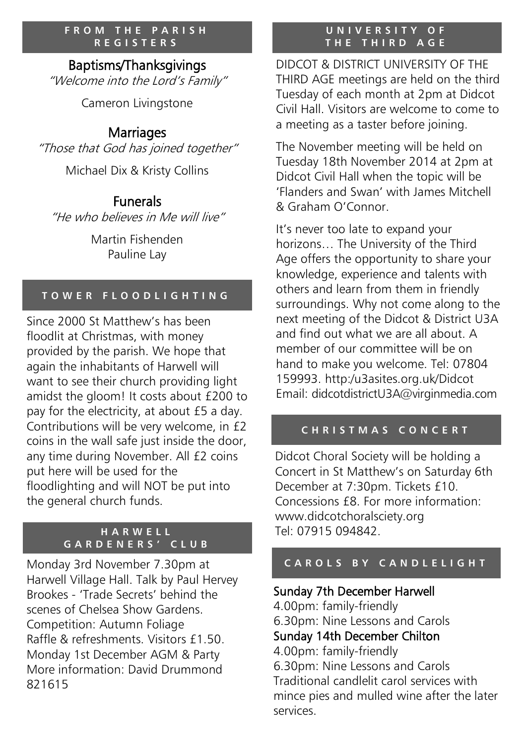## FROM THE PARISH REGISTERS

### Baptisms/Thanksgivings

*"Welcome into the Lord's Family"*

Cameron Livingstone

### Marriages

*"Those that God has joined together"*

Michael Dix & Kristy Collins

### Funerals

*"He who believes in Me will live"*

Martin Fishenden
Pauline Lay

## TOWER FLOODLIGHTING

Since 2000 St Matthew's has been floodlit at Christmas, with money provided by the parish. We hope that again the inhabitants of Harwell will want to see their church providing light amidst the gloom! It costs about £200 to pay for the electricity, at about £5 a day. Contributions will be very welcome, in £2 coins in the wall safe just inside the door, any time during November. All £2 coins put here will be used for the floodlighting and will NOT be put into the general church funds.

## HARWELL GARDENERS' CLUB

Monday 3rd November 7.30pm at Harwell Village Hall. Talk by Paul Hervey Brookes - 'Trade Secrets' behind the scenes of Chelsea Show Gardens. Competition: Autumn Foliage
Raffle & refreshments. Visitors £1.50.
Monday 1st December AGM & Party
More information: David Drummond 821615

## UNIVERSITY OF THE THIRD AGE

DIDCOT & DISTRICT UNIVERSITY OF THE THIRD AGE meetings are held on the third Tuesday of each month at 2pm at Didcot Civil Hall. Visitors are welcome to come to a meeting as a taster before joining.

The November meeting will be held on Tuesday 18th November 2014 at 2pm at Didcot Civil Hall when the topic will be 'Flanders and Swan' with James Mitchell & Graham O'Connor.

It's never too late to expand your horizons… The University of the Third Age offers the opportunity to share your knowledge, experience and talents with others and learn from them in friendly surroundings. Why not come along to the next meeting of the Didcot & District U3A and find out what we are all about. A member of our committee will be on hand to make you welcome. Tel: 07804 159993. http:/u3asites.org.uk/Didcot
Email: didcotdistrictU3A@virginmedia.com

## CHRISTMAS CONCERT

Didcot Choral Society will be holding a Concert in St Matthew's on Saturday 6th December at 7:30pm. Tickets £10. Concessions £8. For more information: www.didcotchoralsciety.org
Tel: 07915 094842.

## CAROLS BY CANDLELIGHT

**Sunday 7th December Harwell**
4.00pm: family-friendly
6.30pm: Nine Lessons and Carols
**Sunday 14th December Chilton**
4.00pm: family-friendly
6.30pm: Nine Lessons and Carols
Traditional candlelit carol services with mince pies and mulled wine after the later services.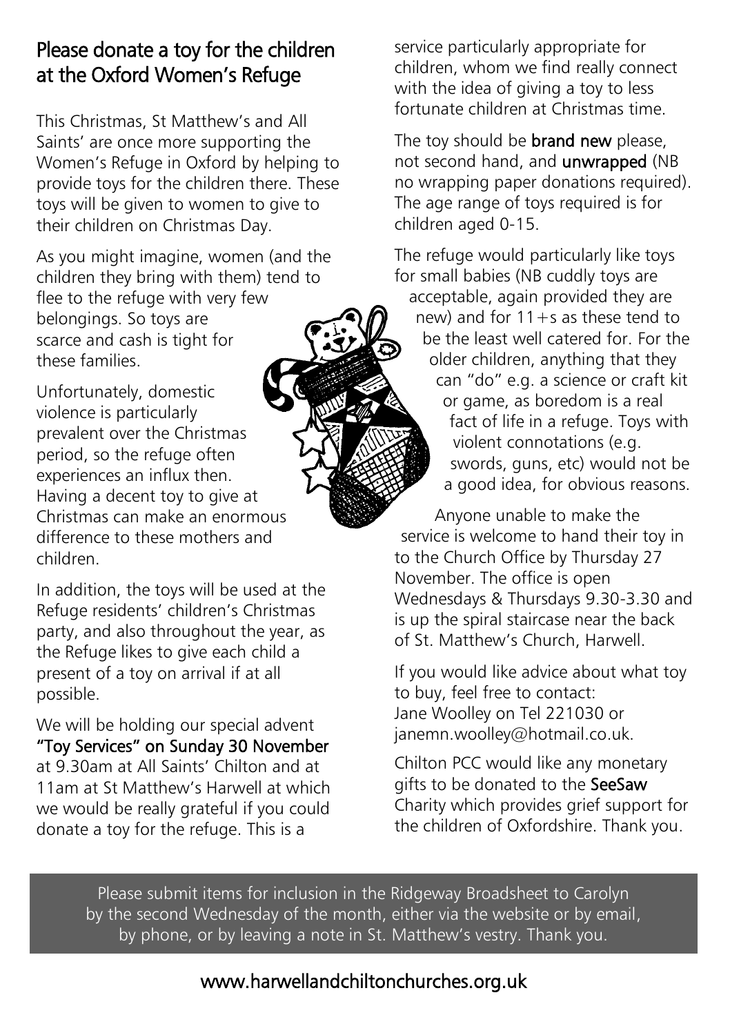## Please donate a toy for the children at the Oxford Women's Refuge

This Christmas, St Matthew's and All Saints' are once more supporting the Women's Refuge in Oxford by helping to provide toys for the children there. These toys will be given to women to give to their children on Christmas Day.

As you might imagine, women (and the children they bring with them) tend to flee to the refuge with very few belongings. So toys are scarce and cash is tight for these families.

Unfortunately, domestic violence is particularly prevalent over the Christmas period, so the refuge often experiences an influx then. Having a decent toy to give at Christmas can make an enormous difference to these mothers and children.

In addition, the toys will be used at the Refuge residents' children's Christmas party, and also throughout the year, as the Refuge likes to give each child a present of a toy on arrival if at all possible.

We will be holding our special advent **"Toy Services" on Sunday 30 November** at 9.30am at All Saints' Chilton and at 11am at St Matthew's Harwell at which we would be really grateful if you could donate a toy for the refuge. This is a service particularly appropriate for children, whom we find really connect with the idea of giving a toy to less fortunate children at Christmas time.

The toy should be **brand new** please, not second hand, and **unwrapped** (NB no wrapping paper donations required). The age range of toys required is for children aged 0-15.

The refuge would particularly like toys for small babies (NB cuddly toys are acceptable, again provided they are new) and for 11+s as these tend to be the least well catered for. For the older children, anything that they can "do" e.g. a science or craft kit or game, as boredom is a real fact of life in a refuge. Toys with violent connotations (e.g. swords, guns, etc) would not be a good idea, for obvious reasons.

Anyone unable to make the service is welcome to hand their toy in to the Church Office by Thursday 27 November. The office is open Wednesdays & Thursdays 9.30-3.30 and is up the spiral staircase near the back of St. Matthew's Church, Harwell.

If you would like advice about what toy to buy, feel free to contact:
Jane Woolley on Tel 221030 or janemn.woolley@hotmail.co.uk.

Chilton PCC would like any monetary gifts to be donated to the **SeeSaw** Charity which provides grief support for the children of Oxfordshire. Thank you.

Please submit items for inclusion in the Ridgeway Broadsheet to Carolyn by the second Wednesday of the month, either via the website or by email, by phone, or by leaving a note in St. Matthew's vestry. Thank you.

www.harwellandchiltonchurches.org.uk